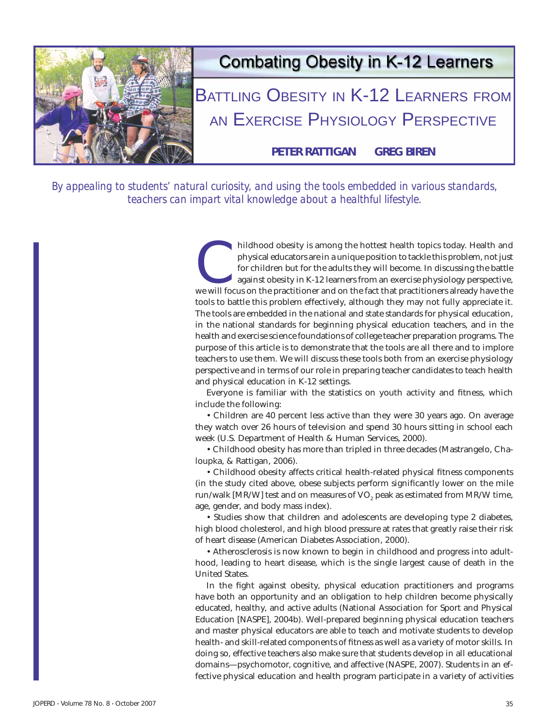# Combating Obesity in K-12 Learners

## Battling Obesity in K-12 Learners from an Exercise Physiology Perspective

**PETER RATTIGAN GREG BIREN**

*By appealing to students' natural curiosity, and using the tools embedded in various standards, teachers can impart vital knowledge about a healthful lifestyle.*

Childhood obesity is among the hottest health topics today. Health and physical educators are in a unique position to tackle this problem, not just for children but for the adults they will become. In discussing the battle against obesity in K-12 learners from an exercise physiology perspective, we will focus on the practitioner and on the fact that practitioners already have the tools to battle this problem effectively, although they may not fully appreciate it. The tools are embedded in the national and state standards for physical education, in the national standards for beginning physical education teachers, and in the health and exercise science foundations of college teacher preparation programs. The purpose of this article is to demonstrate that the tools are all there and to implore teachers to use them. We will discuss these tools both from an exercise physiology perspective and in terms of our role in preparing teacher candidates to teach health and physical education in K-12 settings.

Everyone is familiar with the statistics on youth activity and fitness, which include the following:

- Children are 40 percent less active than they were 30 years ago. On average they watch over 26 hours of television and spend 30 hours sitting in school each week (U.S. Department of Health & Human Services, 2000).
- Childhood obesity has more than tripled in three decades (Mastrangelo, Chaloupka, & Rattigan, 2006).
- Childhood obesity affects critical health-related physical fitness components (in the study cited above, obese subjects perform significantly lower on the mile run/walk [MR/W] test and on measures of $VO_2$ peak as estimated from MR/W time, age, gender, and body mass index).
- Studies show that children and adolescents are developing type 2 diabetes, high blood cholesterol, and high blood pressure at rates that greatly raise their risk of heart disease (American Diabetes Association, 2000).
- Atherosclerosis is now known to begin in childhood and progress into adulthood, leading to heart disease, which is the single largest cause of death in the United States.

In the fight against obesity, physical education practitioners and programs have both an opportunity and an obligation to help children become physically educated, healthy, and active adults (National Association for Sport and Physical Education [NASPE], 2004b). Well-prepared beginning physical education teachers and master physical educators are able to teach and motivate students to develop health- and skill-related components of fitness as well as a variety of motor skills. In doing so, effective teachers also make sure that students develop in all educational domains—psychomotor, cognitive, and affective (NASPE, 2007). Students in an effective physical education and health program participate in a variety of activities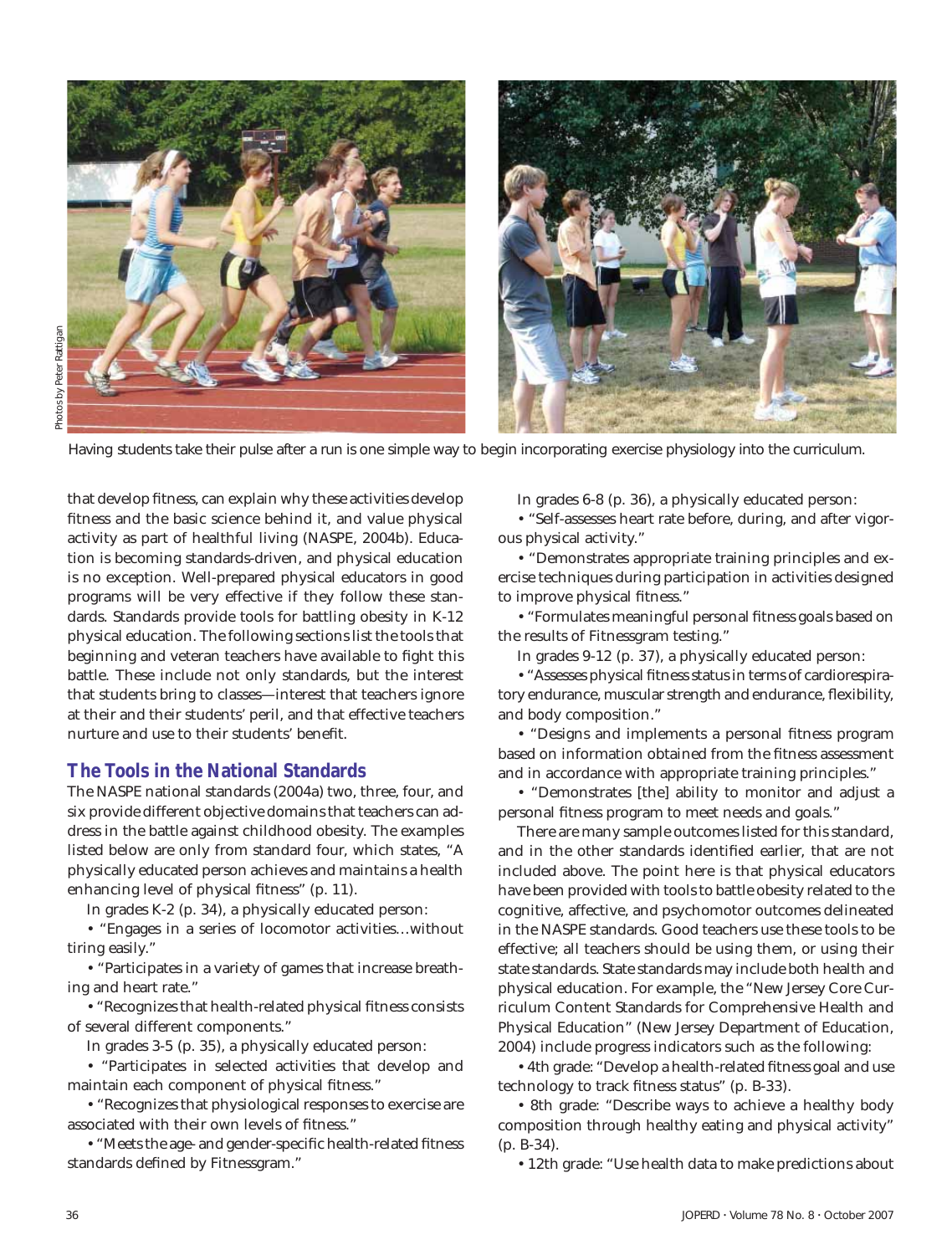Having students take their pulse after a run is one simple way to begin incorporating exercise physiology into the curriculum.

that develop fitness, can explain why these activities develop fitness and the basic science behind it, and value physical activity as part of healthful living (NASPE, 2004b). Education is becoming standards-driven, and physical education is no exception. Well-prepared physical educators in good programs will be very effective if they follow these standards. Standards provide tools for battling obesity in K-12 physical education. The following sections list the tools that beginning and veteran teachers have available to fight this battle. These include not only standards, but the interest that students bring to classes—interest that teachers ignore at their and their students' peril, and that effective teachers nurture and use to their students' benefit.

## The Tools in the National Standards

The NASPE national standards (2004a) two, three, four, and six provide different objective domains that teachers can address in the battle against childhood obesity. The examples listed below are only from standard four, which states, "A physically educated person achieves and maintains a health enhancing level of physical fitness" (p. 11).

In grades K-2 (p. 34), a physically educated person:

- "Engages in a series of locomotor activities…without tiring easily."
- "Participates in a variety of games that increase breathing and heart rate."
- "Recognizes that health-related physical fitness consists of several different components."

In grades 3-5 (p. 35), a physically educated person:

- "Participates in selected activities that develop and maintain each component of physical fitness."
- "Recognizes that physiological responses to exercise are associated with their own levels of fitness."
- "Meets the age- and gender-specific health-related fitness standards defined by Fitnessgram."

In grades 6-8 (p. 36), a physically educated person:

- "Self-assesses heart rate before, during, and after vigorous physical activity."
- "Demonstrates appropriate training principles and exercise techniques during participation in activities designed to improve physical fitness."
- "Formulates meaningful personal fitness goals based on the results of Fitnessgram testing."

In grades 9-12 (p. 37), a physically educated person:

- "Assesses physical fitness status in terms of cardiorespiratory endurance, muscular strength and endurance, flexibility, and body composition."
- "Designs and implements a personal fitness program based on information obtained from the fitness assessment and in accordance with appropriate training principles."
- "Demonstrates [the] ability to monitor and adjust a personal fitness program to meet needs and goals."

There are many sample outcomes listed for this standard, and in the other standards identified earlier, that are not included above. The point here is that physical educators have been provided with tools to battle obesity related to the cognitive, affective, and psychomotor outcomes delineated in the NASPE standards. Good teachers use these tools to be effective; all teachers should be using them, or using their state standards. State standards may include both health and physical education. For example, the "New Jersey Core Curriculum Content Standards for Comprehensive Health and Physical Education" (New Jersey Department of Education, 2004) include progress indicators such as the following:

- 4th grade: "Develop a health-related fitness goal and use technology to track fitness status" (p. B-33).
- 8th grade: "Describe ways to achieve a healthy body composition through healthy eating and physical activity" (p. B-34).
- 12th grade: "Use health data to make predictions about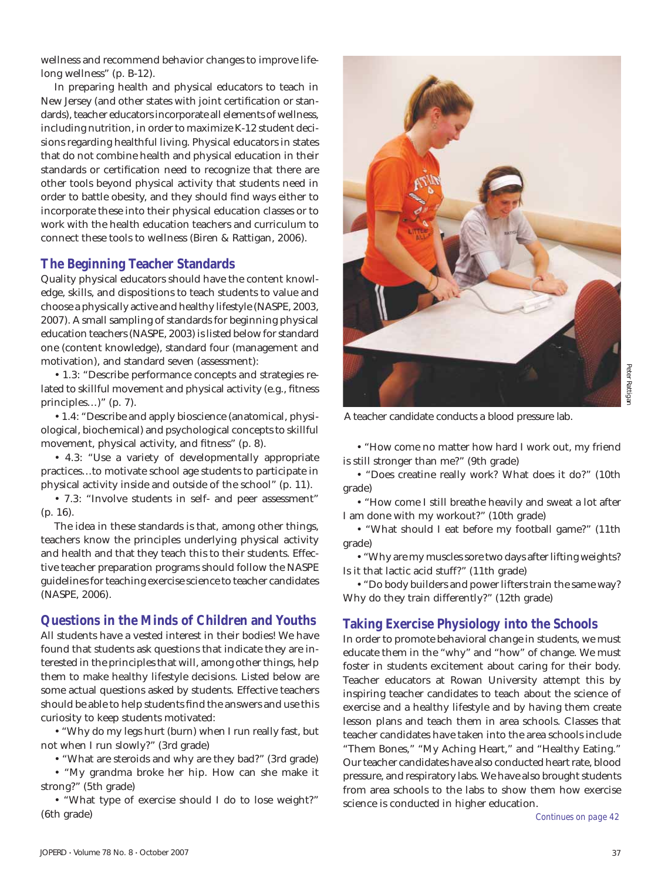wellness and recommend behavior changes to improve lifelong wellness" (p. B-12).

In preparing health and physical educators to teach in New Jersey (and other states with joint certification or standards), teacher educators incorporate all elements of wellness, including nutrition, in order to maximize K-12 student decisions regarding healthful living. Physical educators in states that do not combine health and physical education in their standards or certification need to recognize that there are other tools beyond physical activity that students need in order to battle obesity, and they should find ways either to incorporate these into their physical education classes or to work with the health education teachers and curriculum to connect these tools to wellness (Biren & Rattigan, 2006).

## The Beginning Teacher Standards

Quality physical educators should have the content knowledge, skills, and dispositions to teach students to value and choose a physically active and healthy lifestyle (NASPE, 2003, 2007). A small sampling of standards for beginning physical education teachers (NASPE, 2003) is listed below for standard one (content knowledge), standard four (management and motivation), and standard seven (assessment):

- 1.3: "Describe performance concepts and strategies related to skillful movement and physical activity (e.g., fitness principles…)" (p. 7).
- 1.4: "Describe and apply bioscience (anatomical, physiological, biochemical) and psychological concepts to skillful movement, physical activity, and fitness" (p. 8).
- 4.3: "Use a variety of developmentally appropriate practices…to motivate school age students to participate in physical activity inside and outside of the school" (p. 11).
- 7.3: "Involve students in self- and peer assessment" (p. 16).

The idea in these standards is that, among other things, teachers know the principles underlying physical activity and health and that they teach this to their students. Effective teacher preparation programs should follow the NASPE guidelines for teaching exercise science to teacher candidates (NASPE, 2006).

## Questions in the Minds of Children and Youths

All students have a vested interest in their bodies! We have found that students ask questions that indicate they are interested in the principles that will, among other things, help them to make healthy lifestyle decisions. Listed below are some actual questions asked by students. Effective teachers should be able to help students find the answers and use this curiosity to keep students motivated:

- "Why do my legs hurt (burn) when I run really fast, but not when I run slowly?" (3rd grade)
- "What are steroids and why are they bad?" (3rd grade)
- "My grandma broke her hip. How can she make it strong?" (5th grade)
- "What type of exercise should I do to lose weight?" (6th grade)

A teacher candidate conducts a blood pressure lab.

- "How come no matter how hard I work out, my friend is still stronger than me?" (9th grade)
- "Does creatine really work? What does it do?" (10th grade)
- "How come I still breathe heavily and sweat a lot after I am done with my workout?" (10th grade)
- "What should I eat before my football game?" (11th grade)
- "Why are my muscles sore two days after lifting weights? Is it that lactic acid stuff?" (11th grade)
- "Do body builders and power lifters train the same way? Why do they train differently?" (12th grade)

## Taking Exercise Physiology into the Schools

In order to promote behavioral change in students, we must educate them in the "why" and "how" of change. We must foster in students excitement about caring for their body. Teacher educators at Rowan University attempt this by inspiring teacher candidates to teach about the science of exercise and a healthy lifestyle and by having them create lesson plans and teach them in area schools. Classes that teacher candidates have taken into the area schools include "Them Bones," "My Aching Heart," and "Healthy Eating." Our teacher candidates have also conducted heart rate, blood pressure, and respiratory labs. We have also brought students from area schools to the labs to show them how exercise science is conducted in higher education.

*Continues on page 42*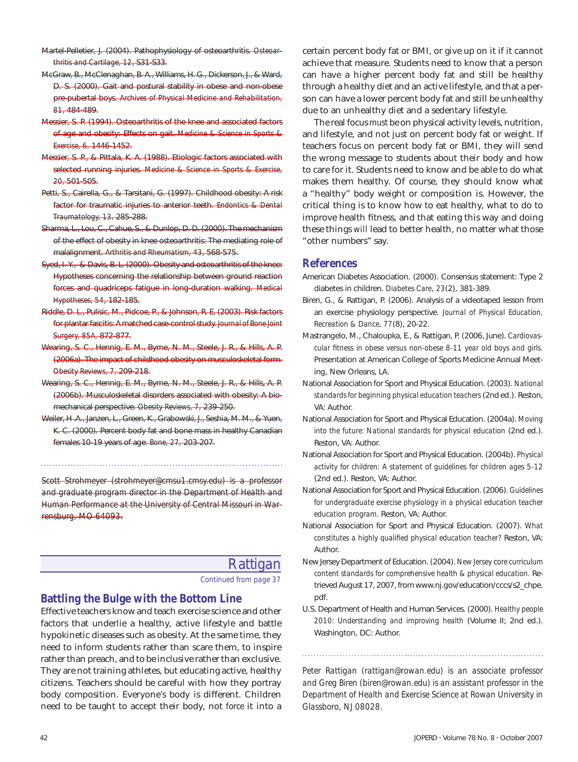~~Martel-Pelletier, J. (2004). Pathophysiology of osteoarthritis. *Osteoarthritis and Cartilage, 12*, S31-S33.~~

~~McGraw, B., McClenaghan, B. A., Williams, H. G., Dickerson, J., & Ward, D. S. (2000). Gait and postural stability in obese and non-obese pre-pubertal boys. *Archives of Physical Medicine and Rehabilitation, 81*, 484-489.~~

~~Messier, S. P. (1994). Osteoarthritis of the knee and associated factors of age and obesity: Effects on gait. *Medicine & Science in Sports & Exercise, 6*, 1446-1452.~~

~~Messier, S. P., & Pittala, K. A. (1988). Etiologic factors associated with selected running injuries. *Medicine & Science in Sports & Exercise, 20*, 501-505.~~

~~Petti, S., Cairella, G., & Tarsitani, G. (1997). Childhood obesity: A risk factor for traumatic injuries to anterior teeth. *Endontics & Dental Traumatology, 13*, 285-288.~~

~~Sharma, L., Lou, C., Cahue, S., & Dunlop, D. D. (2000). The mechanism of the effect of obesity in knee osteoarthritis: The mediating role of malalignment. *Arthritis and Rheumatism, 43*, 568-575.~~

~~Syed, I. Y., & Davis, B. L. (2000). Obesity and osteoarthritis of the knee: Hypotheses concerning the relationship between ground reaction forces and quadriceps fatigue in long-duration walking. *Medical Hypotheses, 54*, 182-185.~~

~~Riddle, D. L., Pulisic, M., Pidcoe, P., & Johnson, R. E. (2003). Risk factors for plantar fascitis: A matched case-control study. *Journal of Bone Joint Surgery, 85A*, 872-877.~~

~~Wearing, S. C., Hennig, E. M., Byrne, N. M., Steele, J. R., & Hills, A. P. (2006a). The impact of childhood obesity on musculoskeletal form. *Obesity Reviews, 7*, 209-218.~~

~~Wearing, S. C., Hennig, E. M., Byrne, N. M., Steele, J. R., & Hills, A. P. (2006b). Musculoskeletal disorders associated with obesity: A biomechanical perspective. *Obesity Reviews, 7*, 239-250.~~

~~Weiler, H. A., Janzen, L., Green, K., Grabowski, J., Seshia, M. M., & Yuen, K. C. (2000). Percent body fat and bone mass in healthy Canadian females 10-19 years of age. *Bone, 27*, 203-207.~~

~~*Scott Strohmeyer (strohmeyer@cmsu1.cmsy.edu) is a professor and graduate program director in the Department of Health and Human Performance at the University of Central Missouri in Warrensburg, MO 64093.*~~

## Rattigan

*Continued from page 37*

### Battling the Bulge with the Bottom Line

Effective teachers know and teach exercise science and other factors that underlie a healthy, active lifestyle and battle hypokinetic diseases such as obesity. At the same time, they need to inform students rather than scare them, to inspire rather than preach, and to be inclusive rather than exclusive. They are not training athletes, but educating active, healthy citizens. Teachers should be careful with how they portray body composition. Everyone's body is different. Children need to be taught to accept their body, not *force* it into a certain percent body fat or BMI, or give up on it if it cannot achieve that measure. Students need to know that a person can have a higher percent body fat and still be healthy through a healthy diet and an active lifestyle, and that a person can have a lower percent body fat and still be unhealthy due to an unhealthy diet and a sedentary lifestyle.

The real focus *must* be on physical activity levels, nutrition, and lifestyle, and not just on percent body fat or weight. If teachers focus on percent body fat or BMI, they will send the wrong message to students about their body and how to care for it. Students need to know and be able to do what makes them healthy. Of course, they should know what a "healthy" body weight or composition is. However, the critical thing is to know how to eat healthy, what to do to improve health fitness, and that eating this way and doing these things *will* lead to better health, no matter what those "other numbers" say.

## References

American Diabetes Association. (2000). Consensus statement: Type 2 diabetes in children. *Diabetes Care, 23*(2), 381-389.

Biren, G., & Rattigan, P. (2006). Analysis of a videotaped lesson from an exercise physiology perspective. *Journal of Physical Education, Recreation & Dance, 77*(8), 20-22.

Mastrangelo, M., Chaloupka, E., & Rattigan, P. (2006, June). *Cardiovascular fitness in obese versus non-obese 8-11 year old boys and girls.* Presentation at American College of Sports Medicine Annual Meeting, New Orleans, LA.

National Association for Sport and Physical Education. (2003). *National standards for beginning physical education teachers* (2nd ed.). Reston, VA: Author.

National Association for Sport and Physical Education. (2004a). *Moving into the future: National standards for physical education* (2nd ed.). Reston, VA: Author.

National Association for Sport and Physical Education. (2004b). *Physical activity for children: A statement of guidelines for children ages 5-12* (2nd ed.). Reston, VA: Author.

National Association for Sport and Physical Education. (2006). *Guidelines for undergraduate exercise physiology in a physical education teacher education program.* Reston, VA: Author.

National Association for Sport and Physical Education. (2007). *What constitutes a highly qualified physical education teacher?* Reston, VA: Author.

New Jersey Department of Education. (2004). *New Jersey core curriculum content standards for comprehensive health & physical education.* Retrieved August 17, 2007, from www.nj.gov/education/cccs/s2_chpe.pdf.

U.S. Department of Health and Human Services. (2000). *Healthy people 2010: Understanding and improving health* (Volume II; 2nd ed.). Washington, DC: Author.

*Peter Rattigan (rattigan@rowan.edu) is an associate professor and Greg Biren (biren@rowan.edu) is an assistant professor in the Department of Health and Exercise Science at Rowan University in Glassboro, NJ 08028.*